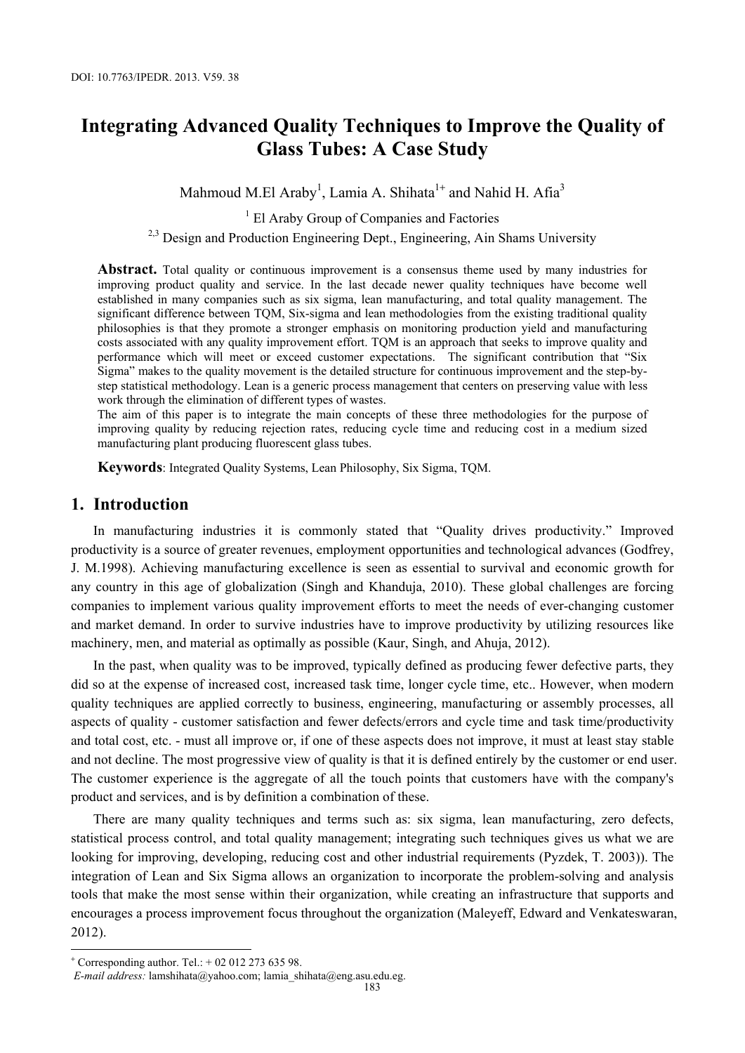DOI: 10.7763/IPEDR. 2013. V59. 38

# Integrating Advanced Quality Techniques to Improve the Quality of Glass Tubes: A Case Study

Mahmoud M.El Araby[1], Lamia A. Shihata[1+] and Nahid H. Afia[3]

[1] El Araby Group of Companies and Factories

[2,3] Design and Production Engineering Dept., Engineering, Ain Shams University

**Abstract.** Total quality or continuous improvement is a consensus theme used by many industries for improving product quality and service. In the last decade newer quality techniques have become well established in many companies such as six sigma, lean manufacturing, and total quality management. The significant difference between TQM, Six-sigma and lean methodologies from the existing traditional quality philosophies is that they promote a stronger emphasis on monitoring production yield and manufacturing costs associated with any quality improvement effort. TQM is an approach that seeks to improve quality and performance which will meet or exceed customer expectations. The significant contribution that "Six Sigma" makes to the quality movement is the detailed structure for continuous improvement and the step-by-step statistical methodology. Lean is a generic process management that centers on preserving value with less work through the elimination of different types of wastes.

The aim of this paper is to integrate the main concepts of these three methodologies for the purpose of improving quality by reducing rejection rates, reducing cycle time and reducing cost in a medium sized manufacturing plant producing fluorescent glass tubes.

**Keywords**: Integrated Quality Systems, Lean Philosophy, Six Sigma, TQM.

## 1. Introduction

In manufacturing industries it is commonly stated that "Quality drives productivity." Improved productivity is a source of greater revenues, employment opportunities and technological advances (Godfrey, J. M.1998). Achieving manufacturing excellence is seen as essential to survival and economic growth for any country in this age of globalization (Singh and Khanduja, 2010). These global challenges are forcing companies to implement various quality improvement efforts to meet the needs of ever-changing customer and market demand. In order to survive industries have to improve productivity by utilizing resources like machinery, men, and material as optimally as possible (Kaur, Singh, and Ahuja, 2012).

In the past, when quality was to be improved, typically defined as producing fewer defective parts, they did so at the expense of increased cost, increased task time, longer cycle time, etc.. However, when modern quality techniques are applied correctly to business, engineering, manufacturing or assembly processes, all aspects of quality - customer satisfaction and fewer defects/errors and cycle time and task time/productivity and total cost, etc. - must all improve or, if one of these aspects does not improve, it must at least stay stable and not decline. The most progressive view of quality is that it is defined entirely by the customer or end user. The customer experience is the aggregate of all the touch points that customers have with the company's product and services, and is by definition a combination of these.

There are many quality techniques and terms such as: six sigma, lean manufacturing, zero defects, statistical process control, and total quality management; integrating such techniques gives us what we are looking for improving, developing, reducing cost and other industrial requirements (Pyzdek, T. 2003)). The integration of Lean and Six Sigma allows an organization to incorporate the problem-solving and analysis tools that make the most sense within their organization, while creating an infrastructure that supports and encourages a process improvement focus throughout the organization (Maleyeff, Edward and Venkateswaran, 2012).

---

[+] Corresponding author. Tel.: + 02 012 273 635 98.

*E-mail address:* lamshihata@yahoo.com; lamia_shihata@eng.asu.edu.eg.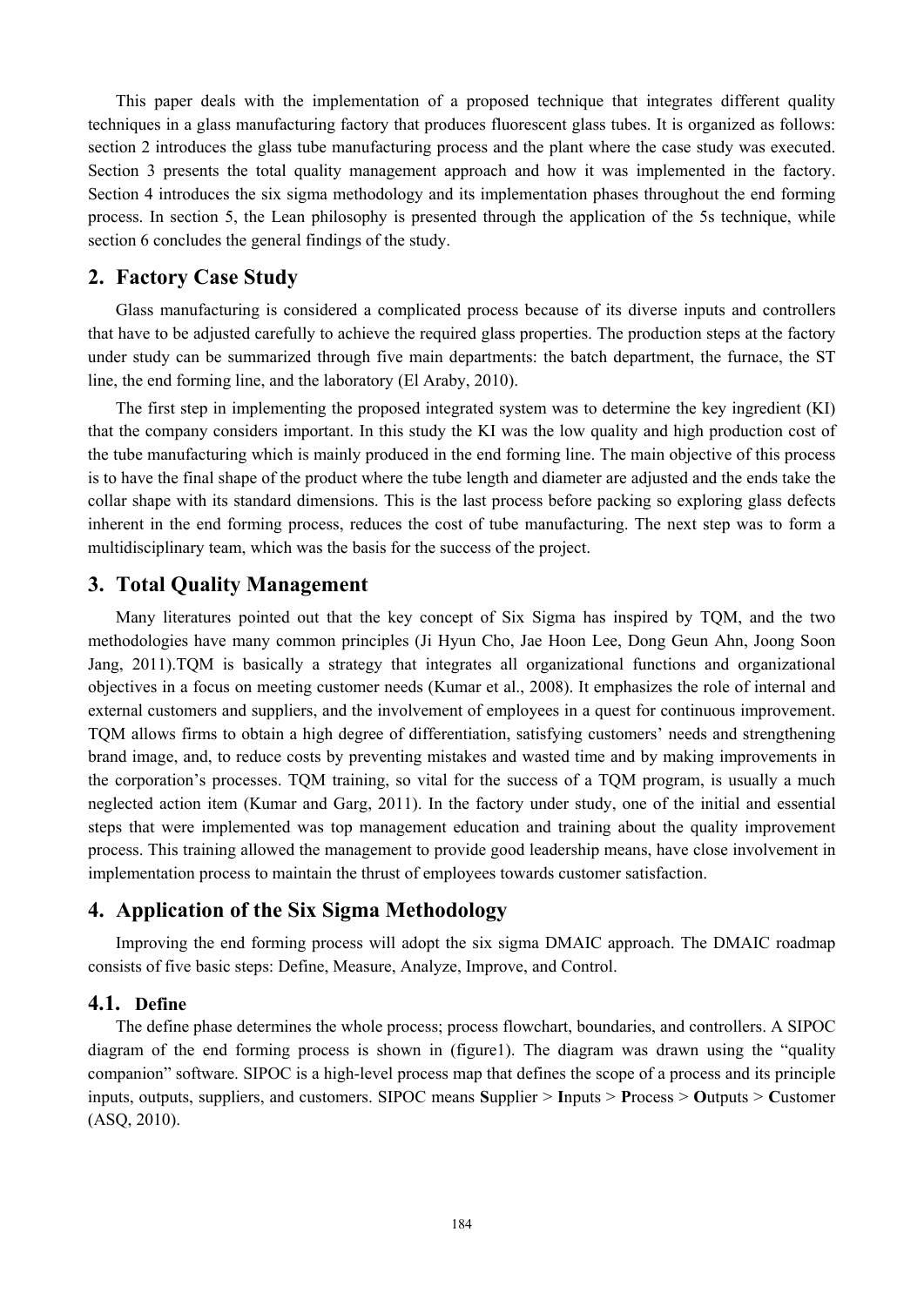This paper deals with the implementation of a proposed technique that integrates different quality techniques in a glass manufacturing factory that produces fluorescent glass tubes. It is organized as follows: section 2 introduces the glass tube manufacturing process and the plant where the case study was executed. Section 3 presents the total quality management approach and how it was implemented in the factory. Section 4 introduces the six sigma methodology and its implementation phases throughout the end forming process. In section 5, the Lean philosophy is presented through the application of the 5s technique, while section 6 concludes the general findings of the study.

## 2. Factory Case Study

Glass manufacturing is considered a complicated process because of its diverse inputs and controllers that have to be adjusted carefully to achieve the required glass properties. The production steps at the factory under study can be summarized through five main departments: the batch department, the furnace, the ST line, the end forming line, and the laboratory (El Araby, 2010).

The first step in implementing the proposed integrated system was to determine the key ingredient (KI) that the company considers important. In this study the KI was the low quality and high production cost of the tube manufacturing which is mainly produced in the end forming line. The main objective of this process is to have the final shape of the product where the tube length and diameter are adjusted and the ends take the collar shape with its standard dimensions. This is the last process before packing so exploring glass defects inherent in the end forming process, reduces the cost of tube manufacturing. The next step was to form a multidisciplinary team, which was the basis for the success of the project.

## 3. Total Quality Management

Many literatures pointed out that the key concept of Six Sigma has inspired by TQM, and the two methodologies have many common principles (Ji Hyun Cho, Jae Hoon Lee, Dong Geun Ahn, Joong Soon Jang, 2011).TQM is basically a strategy that integrates all organizational functions and organizational objectives in a focus on meeting customer needs (Kumar et al., 2008). It emphasizes the role of internal and external customers and suppliers, and the involvement of employees in a quest for continuous improvement. TQM allows firms to obtain a high degree of differentiation, satisfying customers' needs and strengthening brand image, and, to reduce costs by preventing mistakes and wasted time and by making improvements in the corporation's processes. TQM training, so vital for the success of a TQM program, is usually a much neglected action item (Kumar and Garg, 2011). In the factory under study, one of the initial and essential steps that were implemented was top management education and training about the quality improvement process. This training allowed the management to provide good leadership means, have close involvement in implementation process to maintain the thrust of employees towards customer satisfaction.

## 4. Application of the Six Sigma Methodology

Improving the end forming process will adopt the six sigma DMAIC approach. The DMAIC roadmap consists of five basic steps: Define, Measure, Analyze, Improve, and Control.

### 4.1. Define

The define phase determines the whole process; process flowchart, boundaries, and controllers. A SIPOC diagram of the end forming process is shown in (figure1). The diagram was drawn using the "quality companion" software. SIPOC is a high-level process map that defines the scope of a process and its principle inputs, outputs, suppliers, and customers. SIPOC means **S**upplier > **I**nputs > **P**rocess > **O**utputs > **C**ustomer (ASQ, 2010).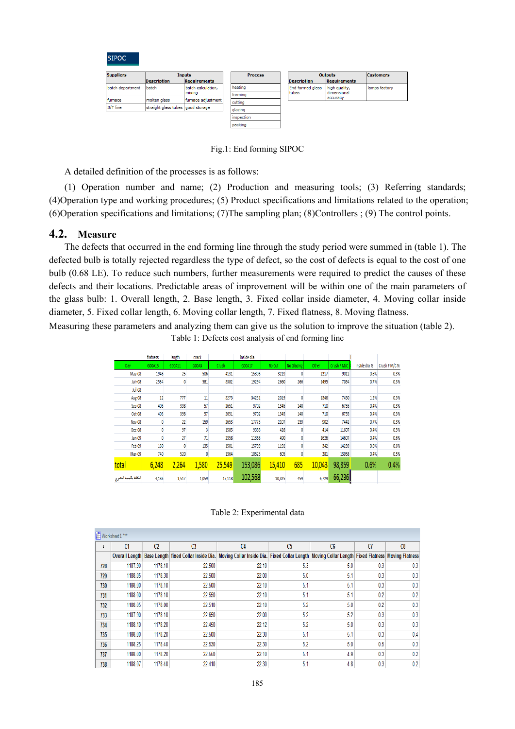**SIPOC**

| Suppliers | Inputs | | Process | Outputs | | Customers |
|---|---|---|---|---|---|---|
| | Description | Requirements | | Description | Requirements | |
| batch department | batch | batch calculation, mixing | heating | End formed glass tubes | high quality, dimensional accuracy | lamps factory |
| furnace | molten glass | furnace adjustment | forming | | | |
| S/T line | straight glass tubes | good storage | cutting | | | |
| | | | glazing | | | |
| | | | inspection | | | |
| | | | packing | | | |

Fig.1: End forming SIPOC

A detailed definition of the processes is as follows:

(1) Operation number and name; (2) Production and measuring tools; (3) Referring standards; (4)Operation type and working procedures; (5) Product specifications and limitations related to the operation; (6)Operation specifications and limitations; (7)The sampling plan; (8)Controllers ; (9) The control points.

## 4.2. Measure

The defects that occurred in the end forming line through the study period were summed in (table 1). The defected bulb is totally rejected regardless the type of defect, so the cost of defects is equal to the cost of one bulb (0.68 LE). To reduce such numbers, further measurements were required to predict the causes of these defects and their locations. Predictable areas of improvement will be within one of the main parameters of the glass bulb: 1. Overall length, 2. Base length, 3. Fixed collar inside diameter, 4. Moving collar inside diameter, 5. Fixed collar length, 6. Moving collar length, 7. Fixed flatness, 8. Moving flatness.

Measuring these parameters and analyzing them can give us the solution to improve the situation (table 2).

Table 1: Defects cost analysis of end forming line

| | flatness | length | crack | | inside dia | | | | | | |
|---|---|---|---|---|---|---|---|---|---|---|---|
| Day | G00A15 | G00A11 | G00A5 | Crush | G00A17 | No Cut | No Glazing | Other | Crush F M/C | inside dia % | Crush F M/C % |
| May-08 | 1946 | 25 | 506 | 4131 | 15396 | 3219 | 0 | 2217 | 9012 | 0.6% | 0.3% |
| Jun-08 | 2584 | 0 | 581 | 3382 | 19294 | 2660 | 266 | 1495 | 7054 | 0.7% | 0.3% |
| Jul-08 | | | | | | | | | | | |
| Aug-08 | 12 | 777 | 11 | 3273 | 34231 | 2019 | 0 | 1346 | 7450 | 1.2% | 0.3% |
| Sep-08 | 403 | 398 | 57 | 2651 | 9702 | 1345 | 140 | 710 | 6755 | 0.4% | 0.3% |
| Oct-08 | 403 | 398 | 57 | 2651 | 9702 | 1345 | 140 | 710 | 6755 | 0.4% | 0.3% |
| Nov-08 | 0 | 22 | 159 | 2653 | 17773 | 2107 | 139 | 902 | 7442 | 0.7% | 0.3% |
| Dec-08 | 0 | 97 | 3 | 1585 | 9358 | 428 | 0 | 414 | 11607 | 0.4% | 0.5% |
| Jan-09 | 0 | 27 | 71 | 2358 | 11368 | 490 | 0 | 1626 | 14607 | 0.4% | 0.6% |
| Feb-09 | 160 | 0 | 135 | 1501 | 15739 | 1192 | 0 | 342 | 14239 | 0.6% | 0.6% |
| Mar-09 | 740 | 520 | 0 | 1364 | 10523 | 605 | 0 | 281 | 13958 | 0.4% | 0.5% |
| total | 6,248 | 2,264 | 1,580 | 25,549 | 153,086 | 15,410 | 685 | 10,043 | 98,859 | 0.6% | 0.4% |
| التكلفة بالجنيه المصري | 4,186 | 1,517 | 1,059 | 17,118 | 102,568 | 10,325 | 459 | 6,729 | 66,236 | | |

Table 2: Experimental data

| | C1 Overall Length | C2 Base Length | C3 fixed Collar Inside Dia. | C4 Moving Collar Inside Dia. | C5 Fixed Collar Length | C6 Moving Collar Length | C7 Fixed Flatness | C8 Moving Flatness |
|---|---|---|---|---|---|---|---|---|
| 728 | 1187.90 | 1178.10 | 22.500 | 22.10 | 5.3 | 5.0 | 0.3 | 0.3 |
| 729 | 1188.05 | 1178.30 | 22.500 | 22.00 | 5.0 | 5.1 | 0.3 | 0.3 |
| 730 | 1188.00 | 1178.10 | 22.500 | 22.10 | 5.1 | 5.1 | 0.3 | 0.3 |
| 731 | 1188.00 | 1178.10 | 22.550 | 22.10 | 5.1 | 5.1 | 0.2 | 0.2 |
| 732 | 1188.05 | 1178.00 | 22.510 | 22.10 | 5.2 | 5.0 | 0.2 | 0.3 |
| 733 | 1187.90 | 1178.10 | 22.650 | 22.00 | 5.2 | 5.2 | 0.3 | 0.3 |
| 734 | 1188.10 | 1178.20 | 22.450 | 22.12 | 5.2 | 5.0 | 0.3 | 0.3 |
| 735 | 1188.00 | 1178.20 | 22.500 | 22.30 | 5.1 | 5.1 | 0.3 | 0.4 |
| 736 | 1188.25 | 1178.40 | 22.530 | 22.30 | 5.2 | 5.0 | 0.5 | 0.3 |
| 737 | 1188.00 | 1178.20 | 22.560 | 22.10 | 5.1 | 4.9 | 0.3 | 0.2 |
| 738 | 1188.07 | 1178.40 | 22.410 | 22.30 | 5.1 | 4.8 | 0.3 | 0.2 |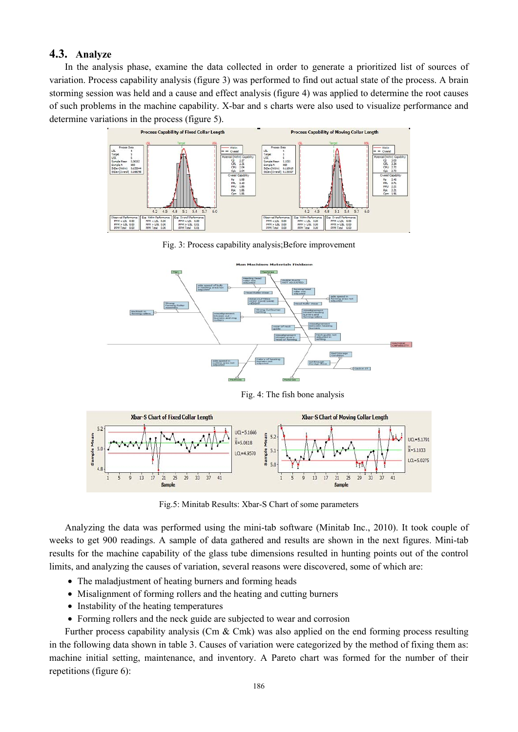## 4.3. Analyze

In the analysis phase, examine the data collected in order to generate a prioritized list of sources of variation. Process capability analysis (figure 3) was performed to find out actual state of the process. A brain storming session was held and a cause and effect analysis (figure 4) was applied to determine the root causes of such problems in the machine capability. X-bar and s charts were also used to visualize performance and determine variations in the process (figure 5).

Fig. 3: Process capability analysis;Before improvement

Fig. 4: The fish bone analysis

Fig.5: Minitab Results: Xbar-S Chart of some parameters

Analyzing the data was performed using the mini-tab software (Minitab Inc., 2010). It took couple of weeks to get 900 readings. A sample of data gathered and results are shown in the next figures. Mini-tab results for the machine capability of the glass tube dimensions resulted in hunting points out of the control limits, and analyzing the causes of variation, several reasons were discovered, some of which are:

- The maladjustment of heating burners and forming heads
- Misalignment of forming rollers and the heating and cutting burners
- Instability of the heating temperatures
- Forming rollers and the neck guide are subjected to wear and corrosion

Further process capability analysis (Cm & Cmk) was also applied on the end forming process resulting in the following data shown in table 3. Causes of variation were categorized by the method of fixing them as: machine initial setting, maintenance, and inventory. A Pareto chart was formed for the number of their repetitions (figure 6):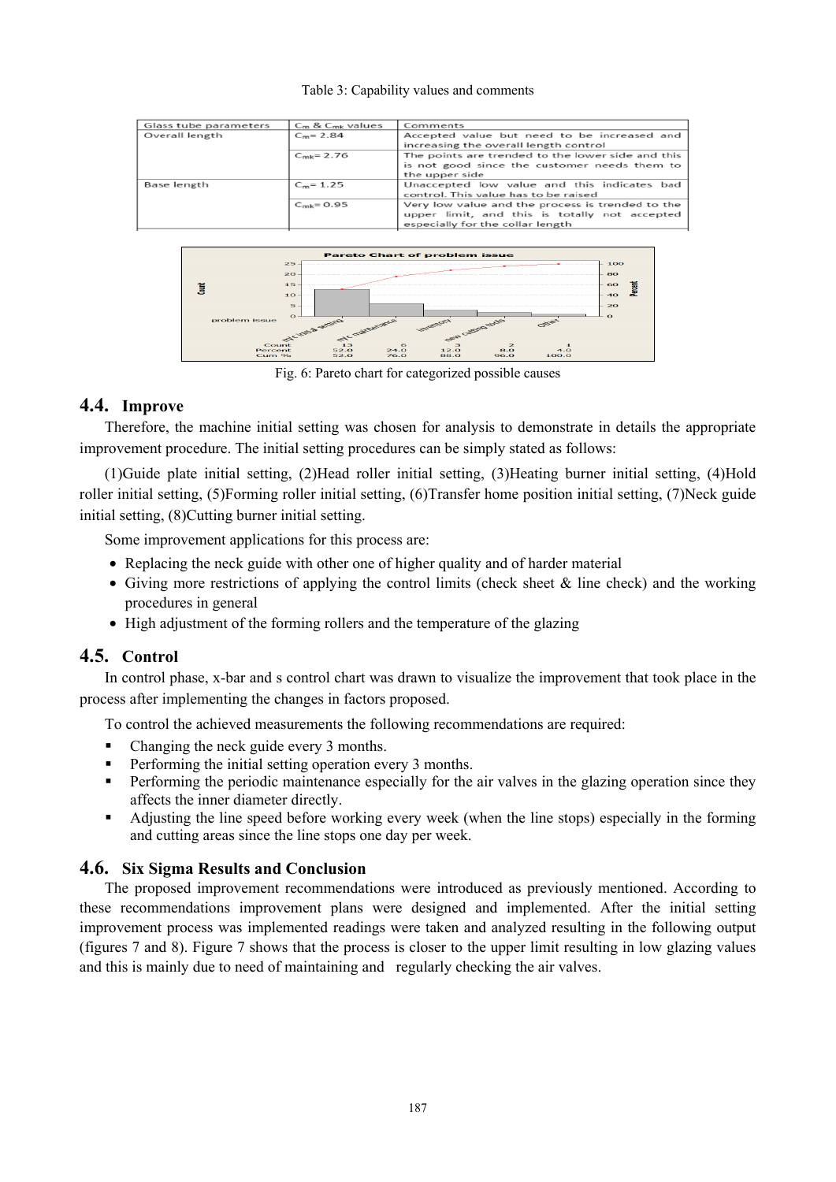Table 3: Capability values and comments

| Glass tube parameters | $C_m$ & $C_{mk}$ values | Comments |
|---|---|---|
| Overall length | $C_m$= 2.84 | Accepted value but need to be increased and increasing the overall length control |
| | $C_{mk}$= 2.76 | The points are trended to the lower side and this is not good since the customer needs them to the upper side |
| Base length | $C_m$= 1.25 | Unaccepted low value and this indicates bad control. This value has to be raised |
| | $C_{mk}$= 0.95 | Very low value and the process is trended to the upper limit, and this is totally not accepted especially for the collar length |

Fig. 6: Pareto chart for categorized possible causes

## 4.4. Improve

Therefore, the machine initial setting was chosen for analysis to demonstrate in details the appropriate improvement procedure. The initial setting procedures can be simply stated as follows:

(1)Guide plate initial setting, (2)Head roller initial setting, (3)Heating burner initial setting, (4)Hold roller initial setting, (5)Forming roller initial setting, (6)Transfer home position initial setting, (7)Neck guide initial setting, (8)Cutting burner initial setting.

Some improvement applications for this process are:

- Replacing the neck guide with other one of higher quality and of harder material
- Giving more restrictions of applying the control limits (check sheet & line check) and the working procedures in general
- High adjustment of the forming rollers and the temperature of the glazing

## 4.5. Control

In control phase, x-bar and s control chart was drawn to visualize the improvement that took place in the process after implementing the changes in factors proposed.

To control the achieved measurements the following recommendations are required:

- Changing the neck guide every 3 months.
- Performing the initial setting operation every 3 months.
- Performing the periodic maintenance especially for the air valves in the glazing operation since they affects the inner diameter directly.
- Adjusting the line speed before working every week (when the line stops) especially in the forming and cutting areas since the line stops one day per week.

## 4.6. Six Sigma Results and Conclusion

The proposed improvement recommendations were introduced as previously mentioned. According to these recommendations improvement plans were designed and implemented. After the initial setting improvement process was implemented readings were taken and analyzed resulting in the following output (figures 7 and 8). Figure 7 shows that the process is closer to the upper limit resulting in low glazing values and this is mainly due to need of maintaining and regularly checking the air valves.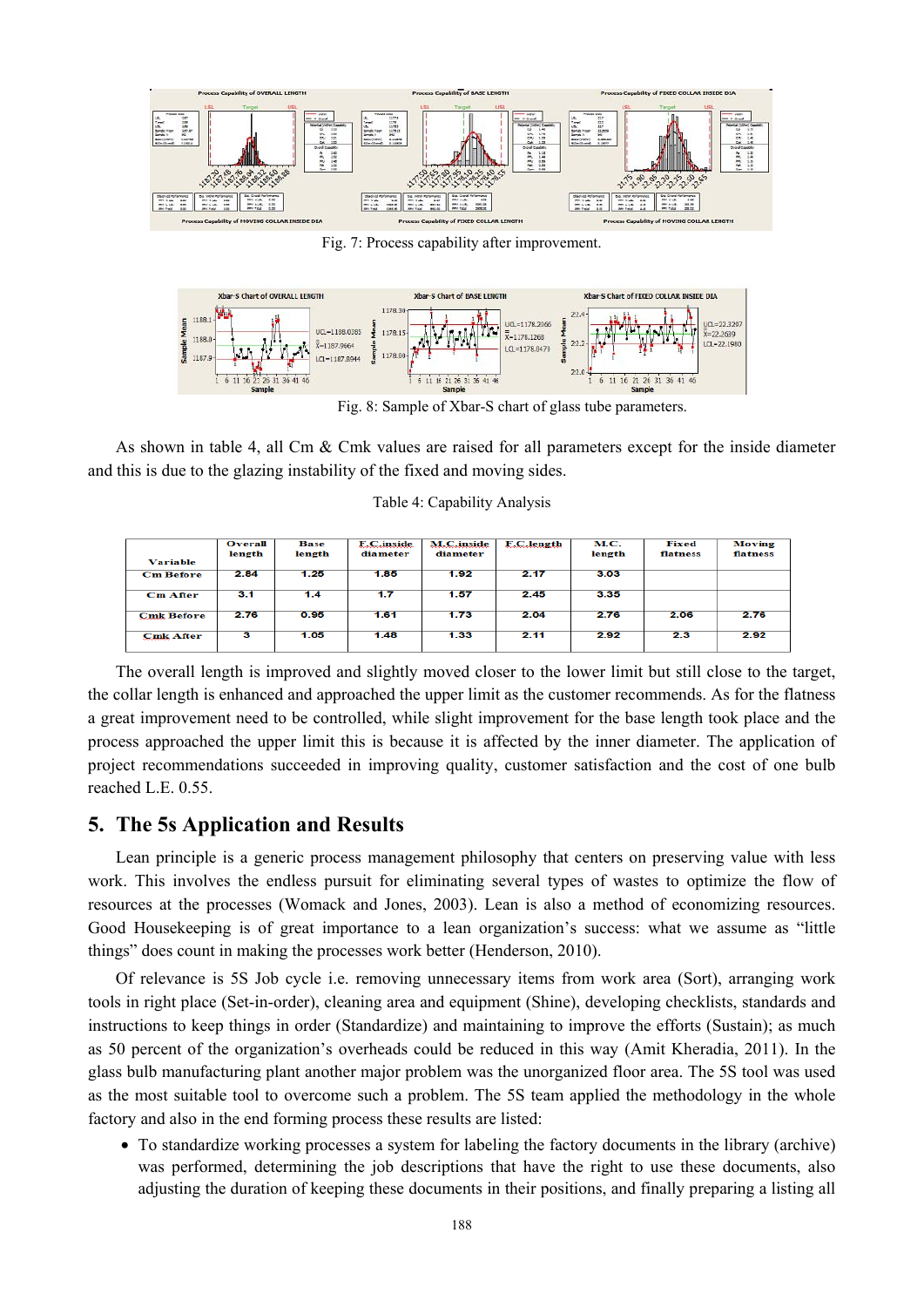Fig. 7: Process capability after improvement.

Fig. 8: Sample of Xbar-S chart of glass tube parameters.

As shown in table 4, all Cm & Cmk values are raised for all parameters except for the inside diameter and this is due to the glazing instability of the fixed and moving sides.

Table 4: Capability Analysis

| Variable | Overall length | Base length | F.C.inside diameter | M.C.inside diameter | F.C.length | M.C. length | Fixed flatness | Moving flatness |
|---|---|---|---|---|---|---|---|---|
| Cm Before | 2.84 | 1.25 | 1.85 | 1.92 | 2.17 | 3.03 | | |
| Cm After | 3.1 | 1.4 | 1.7 | 1.57 | 2.45 | 3.35 | | |
| Cmk Before | 2.76 | 0.95 | 1.61 | 1.73 | 2.04 | 2.76 | 2.06 | 2.76 |
| Cmk After | 3 | 1.05 | 1.48 | 1.33 | 2.11 | 2.92 | 2.3 | 2.92 |

The overall length is improved and slightly moved closer to the lower limit but still close to the target, the collar length is enhanced and approached the upper limit as the customer recommends. As for the flatness a great improvement need to be controlled, while slight improvement for the base length took place and the process approached the upper limit this is because it is affected by the inner diameter. The application of project recommendations succeeded in improving quality, customer satisfaction and the cost of one bulb reached L.E. 0.55.

## 5. The 5s Application and Results

Lean principle is a generic process management philosophy that centers on preserving value with less work. This involves the endless pursuit for eliminating several types of wastes to optimize the flow of resources at the processes (Womack and Jones, 2003). Lean is also a method of economizing resources. Good Housekeeping is of great importance to a lean organization's success: what we assume as "little things" does count in making the processes work better (Henderson, 2010).

Of relevance is 5S Job cycle i.e. removing unnecessary items from work area (Sort), arranging work tools in right place (Set-in-order), cleaning area and equipment (Shine), developing checklists, standards and instructions to keep things in order (Standardize) and maintaining to improve the efforts (Sustain); as much as 50 percent of the organization's overheads could be reduced in this way (Amit Kheradia, 2011). In the glass bulb manufacturing plant another major problem was the unorganized floor area. The 5S tool was used as the most suitable tool to overcome such a problem. The 5S team applied the methodology in the whole factory and also in the end forming process these results are listed:

- To standardize working processes a system for labeling the factory documents in the library (archive) was performed, determining the job descriptions that have the right to use these documents, also adjusting the duration of keeping these documents in their positions, and finally preparing a listing all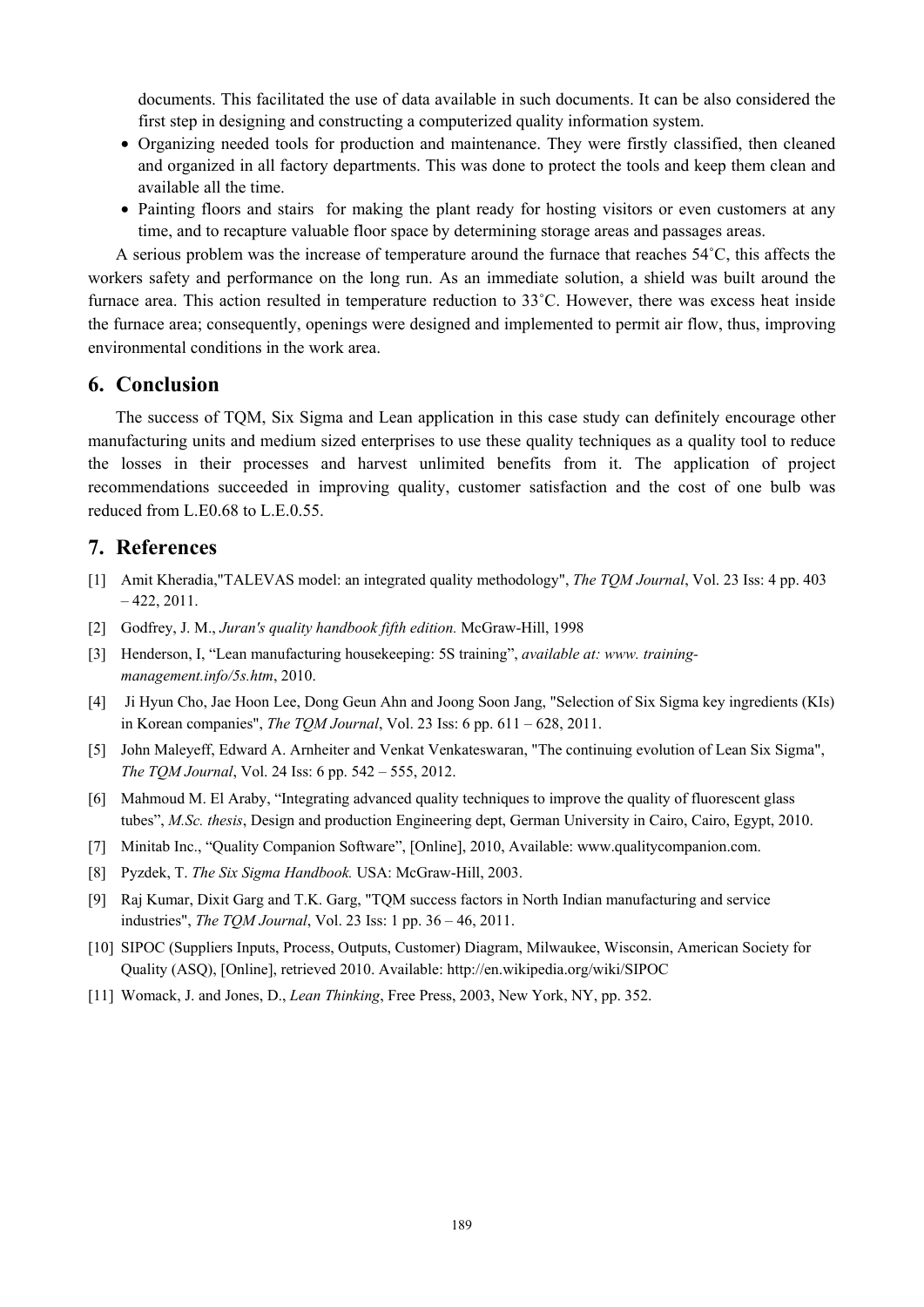documents. This facilitated the use of data available in such documents. It can be also considered the first step in designing and constructing a computerized quality information system.

- Organizing needed tools for production and maintenance. They were firstly classified, then cleaned and organized in all factory departments. This was done to protect the tools and keep them clean and available all the time.
- Painting floors and stairs for making the plant ready for hosting visitors or even customers at any time, and to recapture valuable floor space by determining storage areas and passages areas.

A serious problem was the increase of temperature around the furnace that reaches 54˚C, this affects the workers safety and performance on the long run. As an immediate solution, a shield was built around the furnace area. This action resulted in temperature reduction to 33˚C. However, there was excess heat inside the furnace area; consequently, openings were designed and implemented to permit air flow, thus, improving environmental conditions in the work area.

## 6. Conclusion

The success of TQM, Six Sigma and Lean application in this case study can definitely encourage other manufacturing units and medium sized enterprises to use these quality techniques as a quality tool to reduce the losses in their processes and harvest unlimited benefits from it. The application of project recommendations succeeded in improving quality, customer satisfaction and the cost of one bulb was reduced from L.E0.68 to L.E.0.55.

## 7. References

[1] Amit Kheradia,"TALEVAS model: an integrated quality methodology", *The TQM Journal*, Vol. 23 Iss: 4 pp. 403 – 422, 2011.

[2] Godfrey, J. M., *Juran's quality handbook fifth edition.* McGraw-Hill, 1998

[3] Henderson, I, "Lean manufacturing housekeeping: 5S training", *available at: www. training-management.info/5s.htm*, 2010.

[4] Ji Hyun Cho, Jae Hoon Lee, Dong Geun Ahn and Joong Soon Jang, "Selection of Six Sigma key ingredients (KIs) in Korean companies", *The TQM Journal*, Vol. 23 Iss: 6 pp. 611 – 628, 2011.

[5] John Maleyeff, Edward A. Arnheiter and Venkat Venkateswaran, "The continuing evolution of Lean Six Sigma", *The TQM Journal*, Vol. 24 Iss: 6 pp. 542 – 555, 2012.

[6] Mahmoud M. El Araby, "Integrating advanced quality techniques to improve the quality of fluorescent glass tubes", *M.Sc. thesis*, Design and production Engineering dept, German University in Cairo, Cairo, Egypt, 2010.

[7] Minitab Inc., "Quality Companion Software", [Online], 2010, Available: www.qualitycompanion.com.

[8] Pyzdek, T. *The Six Sigma Handbook.* USA: McGraw-Hill, 2003.

[9] Raj Kumar, Dixit Garg and T.K. Garg, "TQM success factors in North Indian manufacturing and service industries", *The TQM Journal*, Vol. 23 Iss: 1 pp. 36 – 46, 2011.

[10] SIPOC (Suppliers Inputs, Process, Outputs, Customer) Diagram, Milwaukee, Wisconsin, American Society for Quality (ASQ), [Online], retrieved 2010. Available: http://en.wikipedia.org/wiki/SIPOC

[11] Womack, J. and Jones, D., *Lean Thinking*, Free Press, 2003, New York, NY, pp. 352.